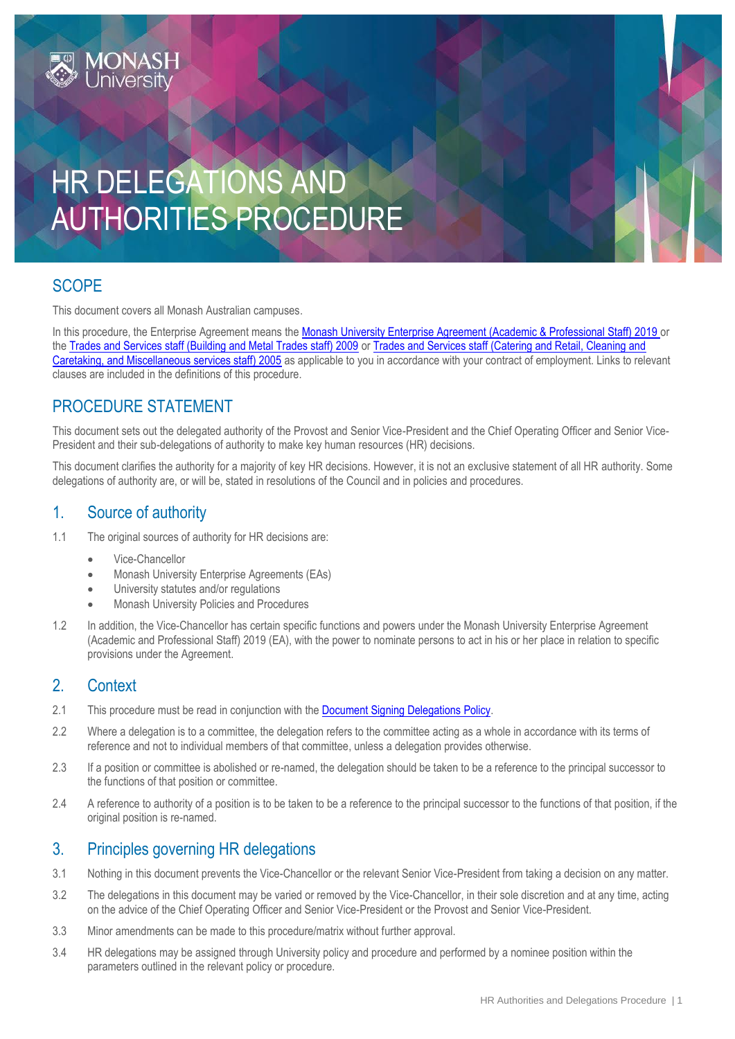# HR DELEGATIONS AND AUTHORITIES PROCEDURE

## SCOPE

This document covers all Monash Australian campuses.

In this procedure, the Enterprise Agreement means the Monash University Enterprise Agreement (Academic & Professional Staff) 2019 or the Trades and Services staff (Building and Metal Trades staff) 2009 or Trades and Services staff (Catering and Retail, Cleaning and Caretaking, and Miscellaneous services staff) 2005 as applicable to you in accordance with your contract of employment. Links to relevant clauses are included in the definitions of this procedure.

## PROCEDURE STATEMENT

This document sets out the delegated authority of the Provost and Senior Vice-President and the Chief Operating Officer and Senior Vice-President and their sub-delegations of authority to make key human resources (HR) decisions.

This document clarifies the authority for a majority of key HR decisions. However, it is not an exclusive statement of all HR authority. Some delegations of authority are, or will be, stated in resolutions of the Council and in policies and procedures.

## 1. Source of authority

1.1 The original sources of authority for HR decisions are:

- Vice-Chancellor
- Monash University Enterprise Agreements (EAs)
- University statutes and/or regulations
- Monash University Policies and Procedures

1.2 In addition, the Vice-Chancellor has certain specific functions and powers under the Monash University Enterprise Agreement (Academic and Professional Staff) 2019 (EA), with the power to nominate persons to act in his or her place in relation to specific provisions under the Agreement.

## 2. Context

2.1 This procedure must be read in conjunction with the Document Signing Delegations Policy.

2.2 Where a delegation is to a committee, the delegation refers to the committee acting as a whole in accordance with its terms of reference and not to individual members of that committee, unless a delegation provides otherwise.

2.3 If a position or committee is abolished or re-named, the delegation should be taken to be a reference to the principal successor to the functions of that position or committee.

2.4 A reference to authority of a position is to be taken to be a reference to the principal successor to the functions of that position, if the original position is re-named.

## 3. Principles governing HR delegations

3.1 Nothing in this document prevents the Vice-Chancellor or the relevant Senior Vice-President from taking a decision on any matter.

3.2 The delegations in this document may be varied or removed by the Vice-Chancellor, in their sole discretion and at any time, acting on the advice of the Chief Operating Officer and Senior Vice-President or the Provost and Senior Vice-President.

3.3 Minor amendments can be made to this procedure/matrix without further approval.

3.4 HR delegations may be assigned through University policy and procedure and performed by a nominee position within the parameters outlined in the relevant policy or procedure.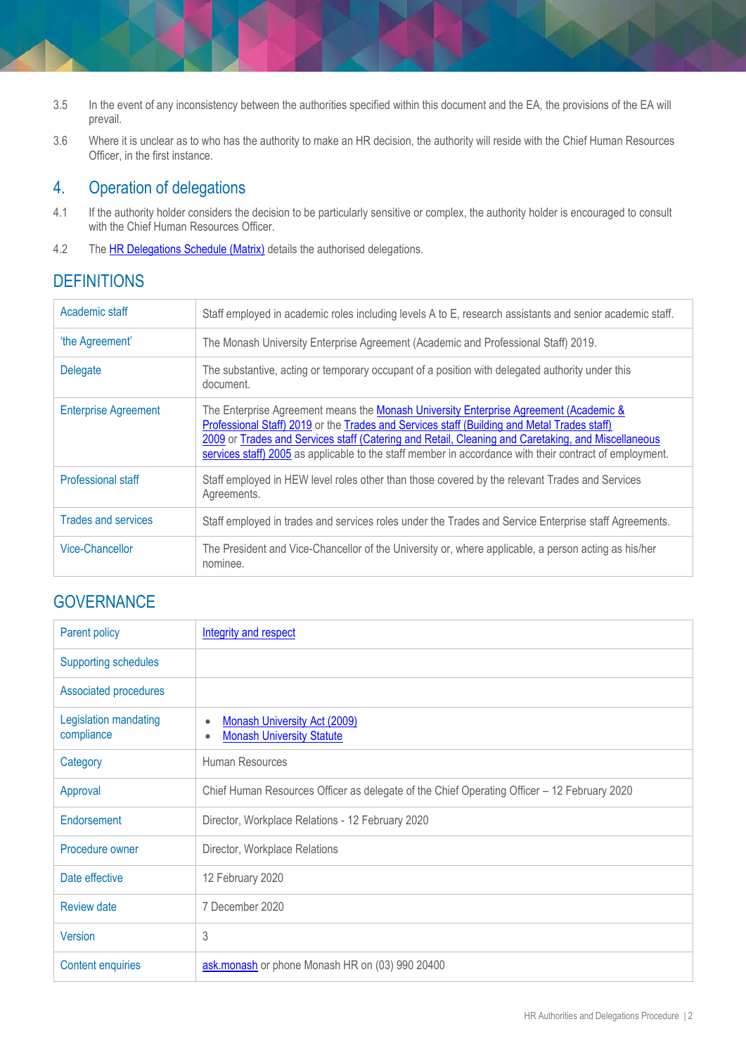3.5 In the event of any inconsistency between the authorities specified within this document and the EA, the provisions of the EA will prevail.

3.6 Where it is unclear as to who has the authority to make an HR decision, the authority will reside with the Chief Human Resources Officer, in the first instance.

## 4. Operation of delegations

4.1 If the authority holder considers the decision to be particularly sensitive or complex, the authority holder is encouraged to consult with the Chief Human Resources Officer.

4.2 The HR Delegations Schedule (Matrix) details the authorised delegations.

## DEFINITIONS

| | |
|---|---|
| Academic staff | Staff employed in academic roles including levels A to E, research assistants and senior academic staff. |
| 'the Agreement' | The Monash University Enterprise Agreement (Academic and Professional Staff) 2019. |
| Delegate | The substantive, acting or temporary occupant of a position with delegated authority under this document. |
| Enterprise Agreement | The Enterprise Agreement means the Monash University Enterprise Agreement (Academic & Professional Staff) 2019 or the Trades and Services staff (Building and Metal Trades staff) 2009 or Trades and Services staff (Catering and Retail, Cleaning and Caretaking, and Miscellaneous services staff) 2005 as applicable to the staff member in accordance with their contract of employment. |
| Professional staff | Staff employed in HEW level roles other than those covered by the relevant Trades and Services Agreements. |
| Trades and services | Staff employed in trades and services roles under the Trades and Service Enterprise staff Agreements. |
| Vice-Chancellor | The President and Vice-Chancellor of the University or, where applicable, a person acting as his/her nominee. |

## GOVERNANCE

| | |
|---|---|
| Parent policy | Integrity and respect |
| Supporting schedules | |
| Associated procedures | |
| Legislation mandating compliance | • Monash University Act (2009)<br>• Monash University Statute |
| Category | Human Resources |
| Approval | Chief Human Resources Officer as delegate of the Chief Operating Officer – 12 February 2020 |
| Endorsement | Director, Workplace Relations - 12 February 2020 |
| Procedure owner | Director, Workplace Relations |
| Date effective | 12 February 2020 |
| Review date | 7 December 2020 |
| Version | 3 |
| Content enquiries | ask.monash or phone Monash HR on (03) 990 20400 |